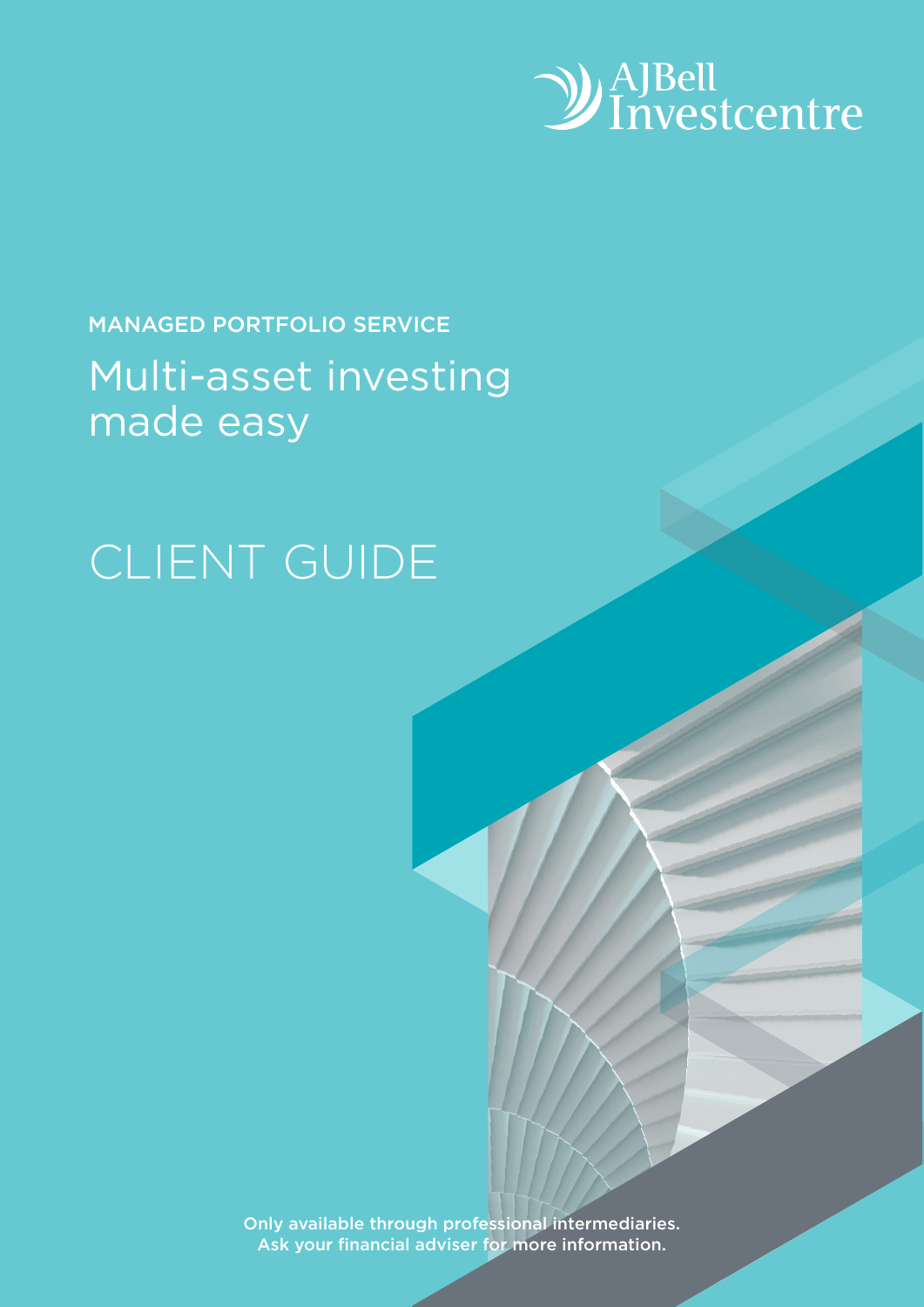AJBell Investcentre

MANAGED PORTFOLIO SERVICE

# Multi-asset investing made easy

# CLIENT GUIDE

Only available through professional intermediaries.
Ask your financial adviser for more information.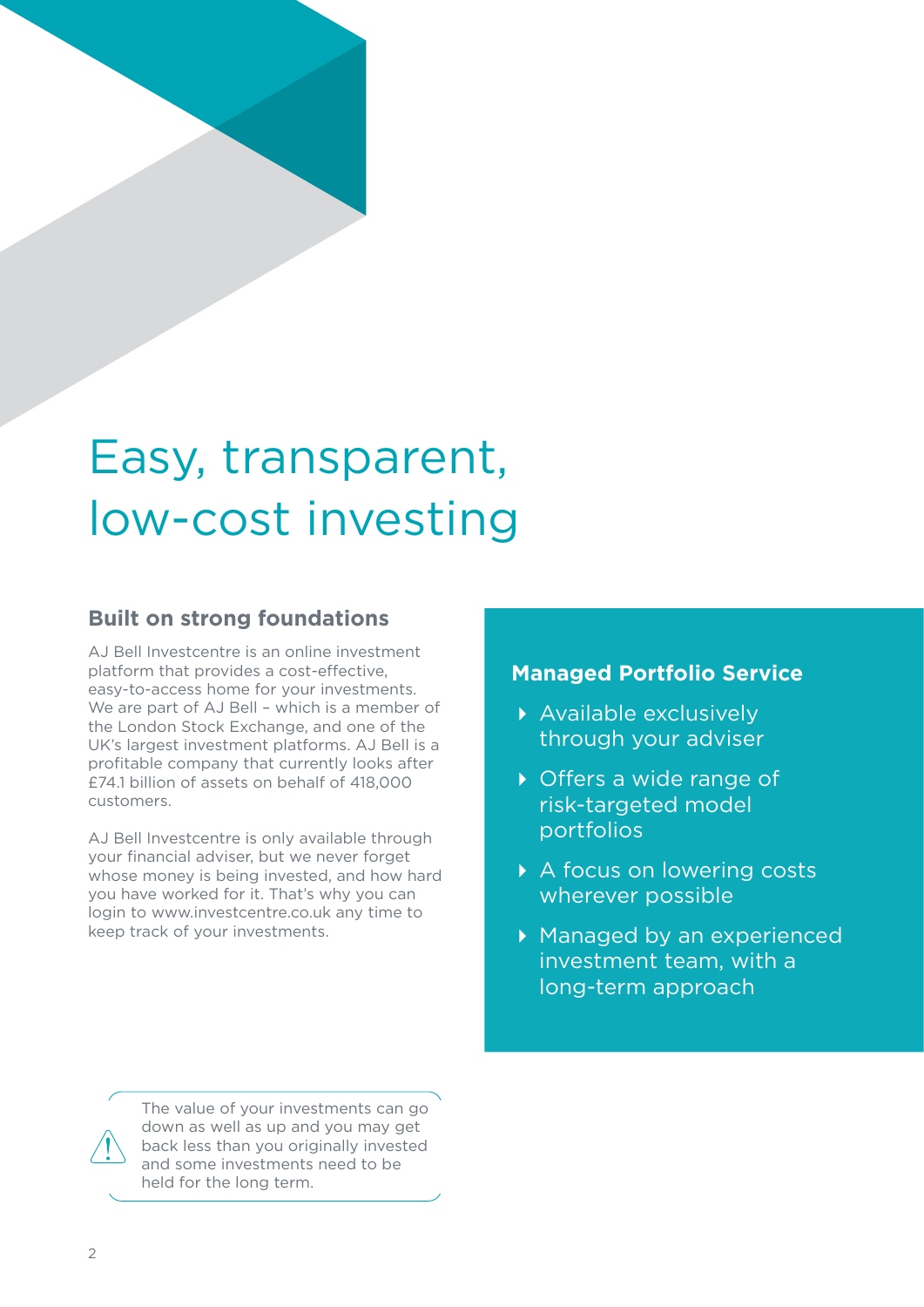# Easy, transparent, low-cost investing

## Built on strong foundations

AJ Bell Investcentre is an online investment platform that provides a cost-effective, easy-to-access home for your investments. We are part of AJ Bell – which is a member of the London Stock Exchange, and one of the UK's largest investment platforms. AJ Bell is a profitable company that currently looks after £74.1 billion of assets on behalf of 418,000 customers.

AJ Bell Investcentre is only available through your financial adviser, but we never forget whose money is being invested, and how hard you have worked for it. That's why you can login to www.investcentre.co.uk any time to keep track of your investments.

## Managed Portfolio Service

- Available exclusively through your adviser
- Offers a wide range of risk-targeted model portfolios
- A focus on lowering costs wherever possible
- Managed by an experienced investment team, with a long-term approach

The value of your investments can go down as well as up and you may get back less than you originally invested and some investments need to be held for the long term.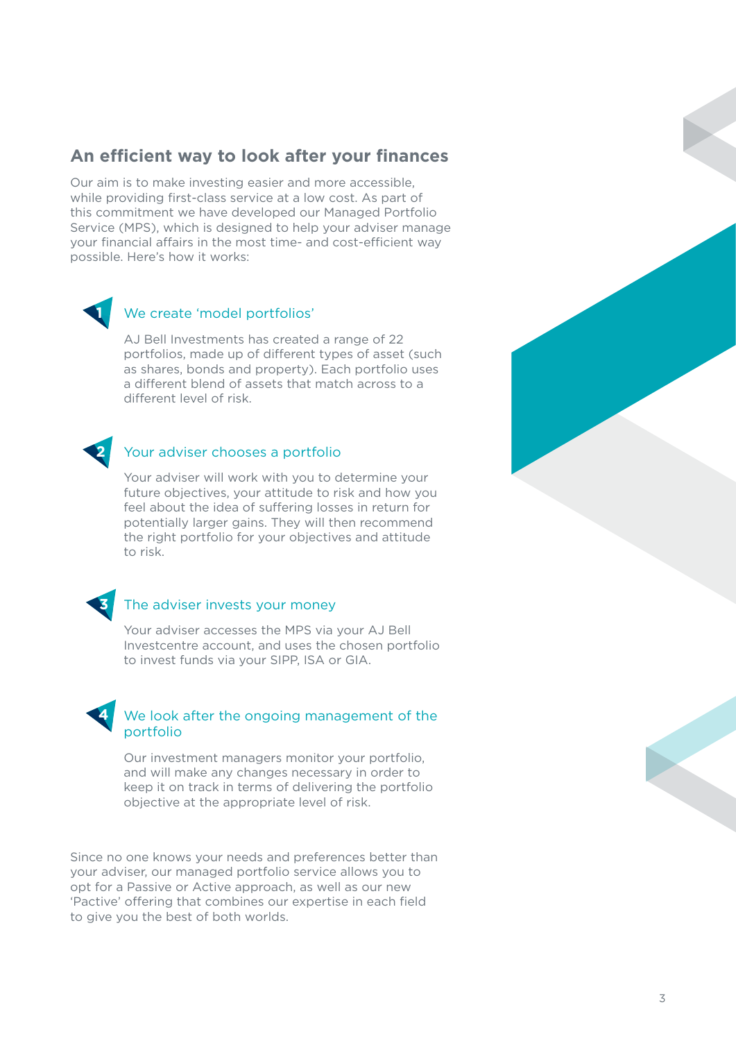## An efficient way to look after your finances

Our aim is to make investing easier and more accessible, while providing first-class service at a low cost. As part of this commitment we have developed our Managed Portfolio Service (MPS), which is designed to help your adviser manage your financial affairs in the most time- and cost-efficient way possible. Here's how it works:

### 1 We create 'model portfolios'

AJ Bell Investments has created a range of 22 portfolios, made up of different types of asset (such as shares, bonds and property). Each portfolio uses a different blend of assets that match across to a different level of risk.

### 2 Your adviser chooses a portfolio

Your adviser will work with you to determine your future objectives, your attitude to risk and how you feel about the idea of suffering losses in return for potentially larger gains. They will then recommend the right portfolio for your objectives and attitude to risk.

### 3 The adviser invests your money

Your adviser accesses the MPS via your AJ Bell Investcentre account, and uses the chosen portfolio to invest funds via your SIPP, ISA or GIA.

### 4 We look after the ongoing management of the portfolio

Our investment managers monitor your portfolio, and will make any changes necessary in order to keep it on track in terms of delivering the portfolio objective at the appropriate level of risk.

Since no one knows your needs and preferences better than your adviser, our managed portfolio service allows you to opt for a Passive or Active approach, as well as our new 'Pactive' offering that combines our expertise in each field to give you the best of both worlds.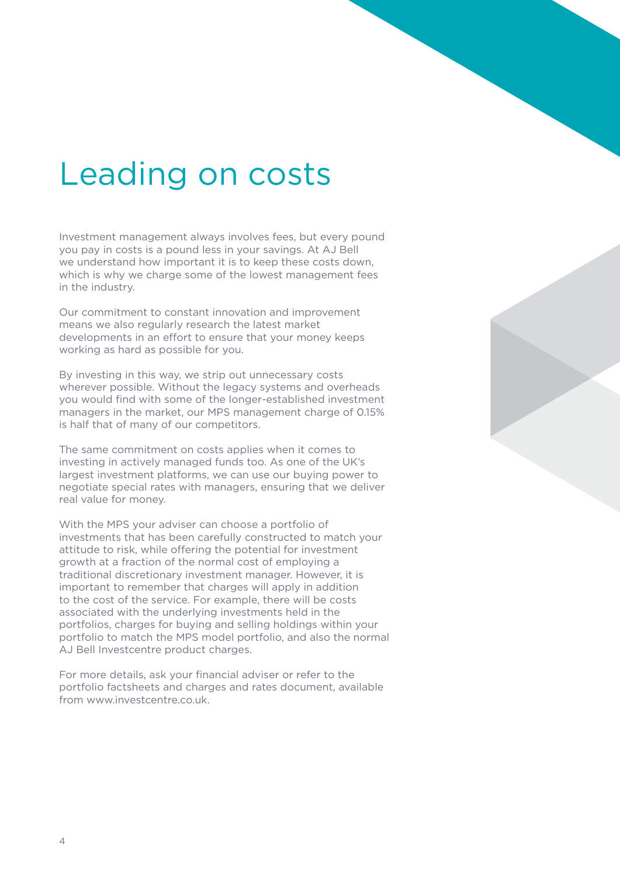# Leading on costs

Investment management always involves fees, but every pound you pay in costs is a pound less in your savings. At AJ Bell we understand how important it is to keep these costs down, which is why we charge some of the lowest management fees in the industry.

Our commitment to constant innovation and improvement means we also regularly research the latest market developments in an effort to ensure that your money keeps working as hard as possible for you.

By investing in this way, we strip out unnecessary costs wherever possible. Without the legacy systems and overheads you would find with some of the longer-established investment managers in the market, our MPS management charge of 0.15% is half that of many of our competitors.

The same commitment on costs applies when it comes to investing in actively managed funds too. As one of the UK's largest investment platforms, we can use our buying power to negotiate special rates with managers, ensuring that we deliver real value for money.

With the MPS your adviser can choose a portfolio of investments that has been carefully constructed to match your attitude to risk, while offering the potential for investment growth at a fraction of the normal cost of employing a traditional discretionary investment manager. However, it is important to remember that charges will apply in addition to the cost of the service. For example, there will be costs associated with the underlying investments held in the portfolios, charges for buying and selling holdings within your portfolio to match the MPS model portfolio, and also the normal AJ Bell Investcentre product charges.

For more details, ask your financial adviser or refer to the portfolio factsheets and charges and rates document, available from www.investcentre.co.uk.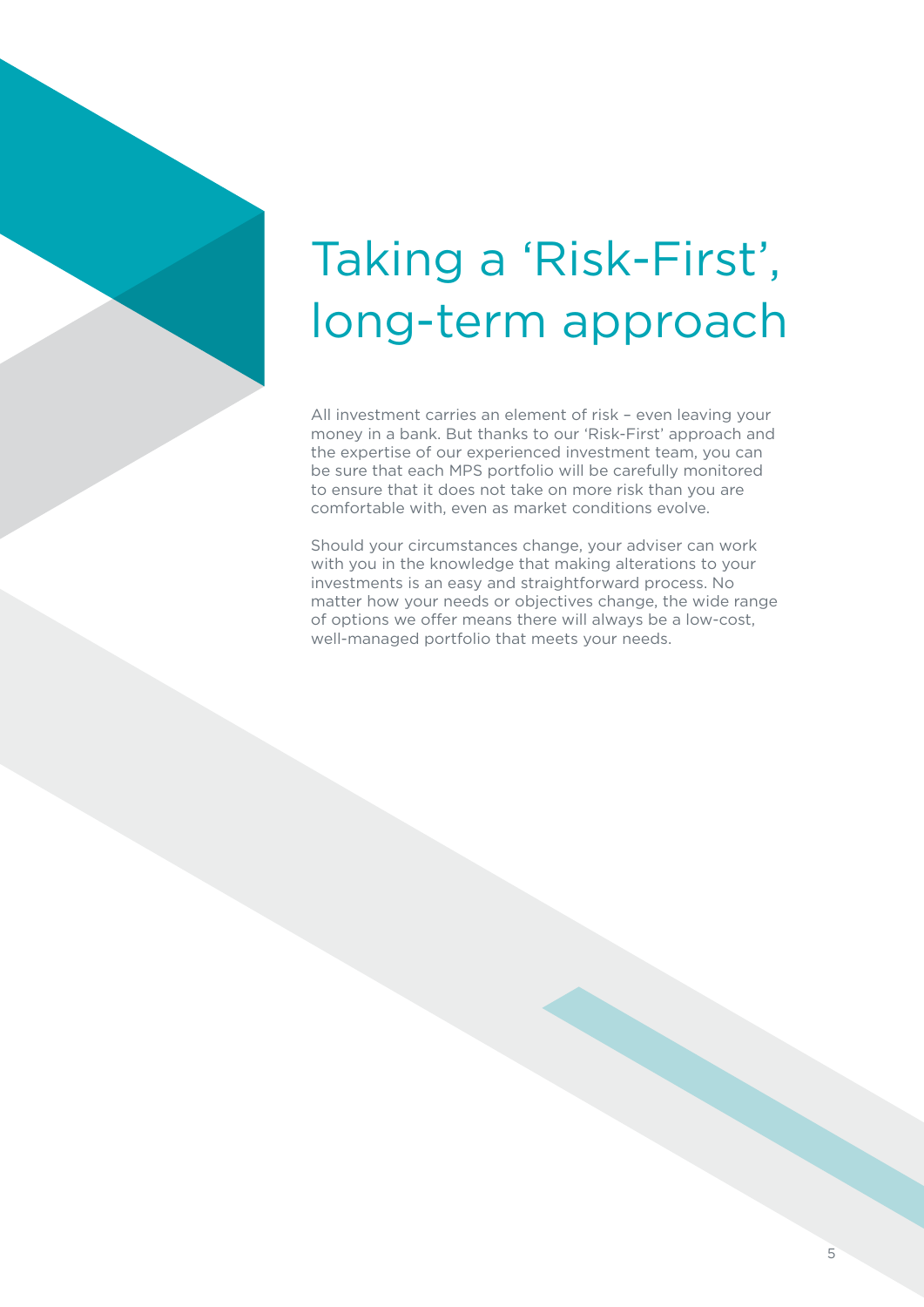# Taking a 'Risk-First', long-term approach

All investment carries an element of risk – even leaving your money in a bank. But thanks to our 'Risk-First' approach and the expertise of our experienced investment team, you can be sure that each MPS portfolio will be carefully monitored to ensure that it does not take on more risk than you are comfortable with, even as market conditions evolve.

Should your circumstances change, your adviser can work with you in the knowledge that making alterations to your investments is an easy and straightforward process. No matter how your needs or objectives change, the wide range of options we offer means there will always be a low-cost, well-managed portfolio that meets your needs.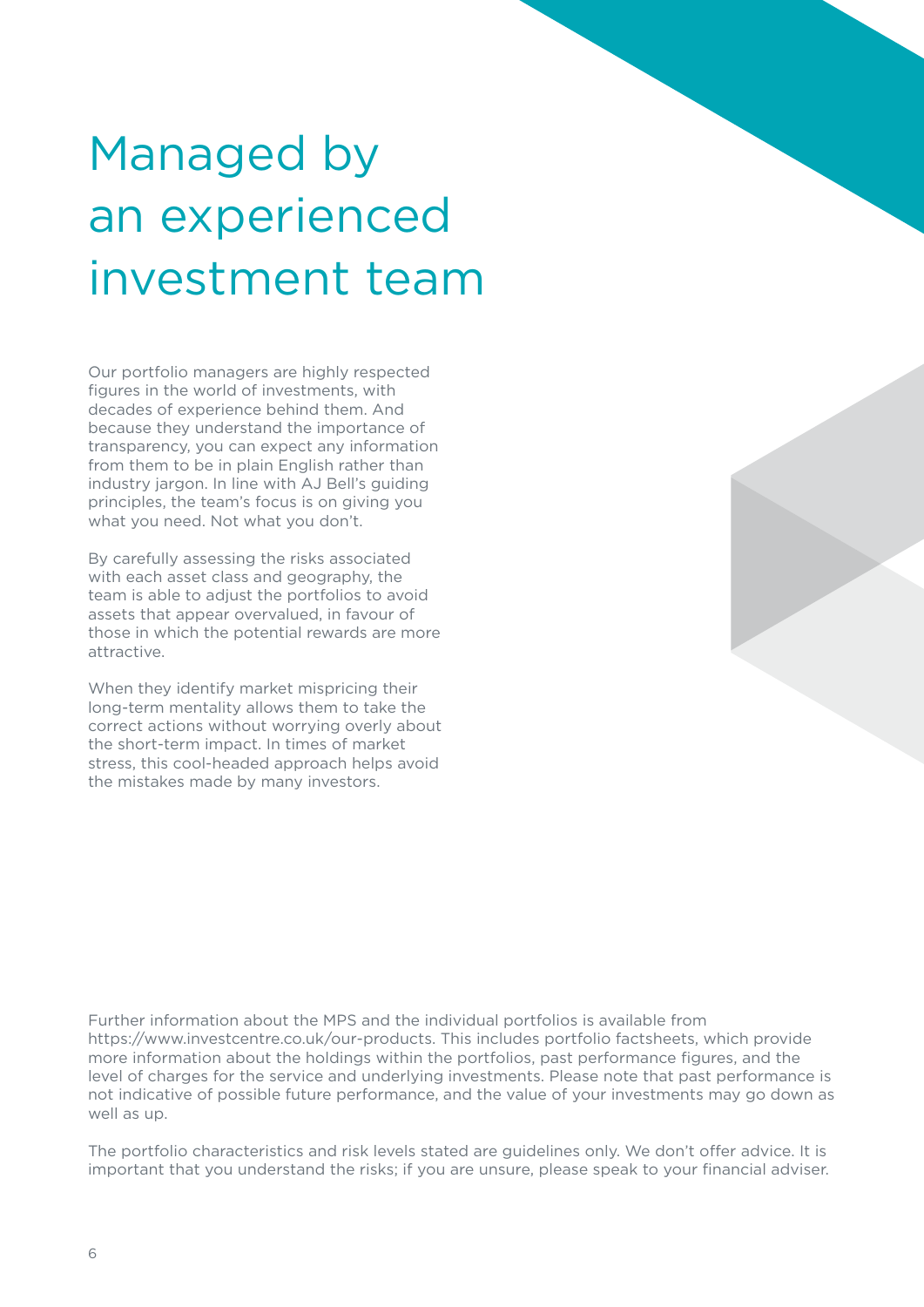# Managed by an experienced investment team

Our portfolio managers are highly respected figures in the world of investments, with decades of experience behind them. And because they understand the importance of transparency, you can expect any information from them to be in plain English rather than industry jargon. In line with AJ Bell's guiding principles, the team's focus is on giving you what you need. Not what you don't.

By carefully assessing the risks associated with each asset class and geography, the team is able to adjust the portfolios to avoid assets that appear overvalued, in favour of those in which the potential rewards are more attractive.

When they identify market mispricing their long-term mentality allows them to take the correct actions without worrying overly about the short-term impact. In times of market stress, this cool-headed approach helps avoid the mistakes made by many investors.

Further information about the MPS and the individual portfolios is available from https://www.investcentre.co.uk/our-products. This includes portfolio factsheets, which provide more information about the holdings within the portfolios, past performance figures, and the level of charges for the service and underlying investments. Please note that past performance is not indicative of possible future performance, and the value of your investments may go down as well as up.

The portfolio characteristics and risk levels stated are guidelines only. We don't offer advice. It is important that you understand the risks; if you are unsure, please speak to your financial adviser.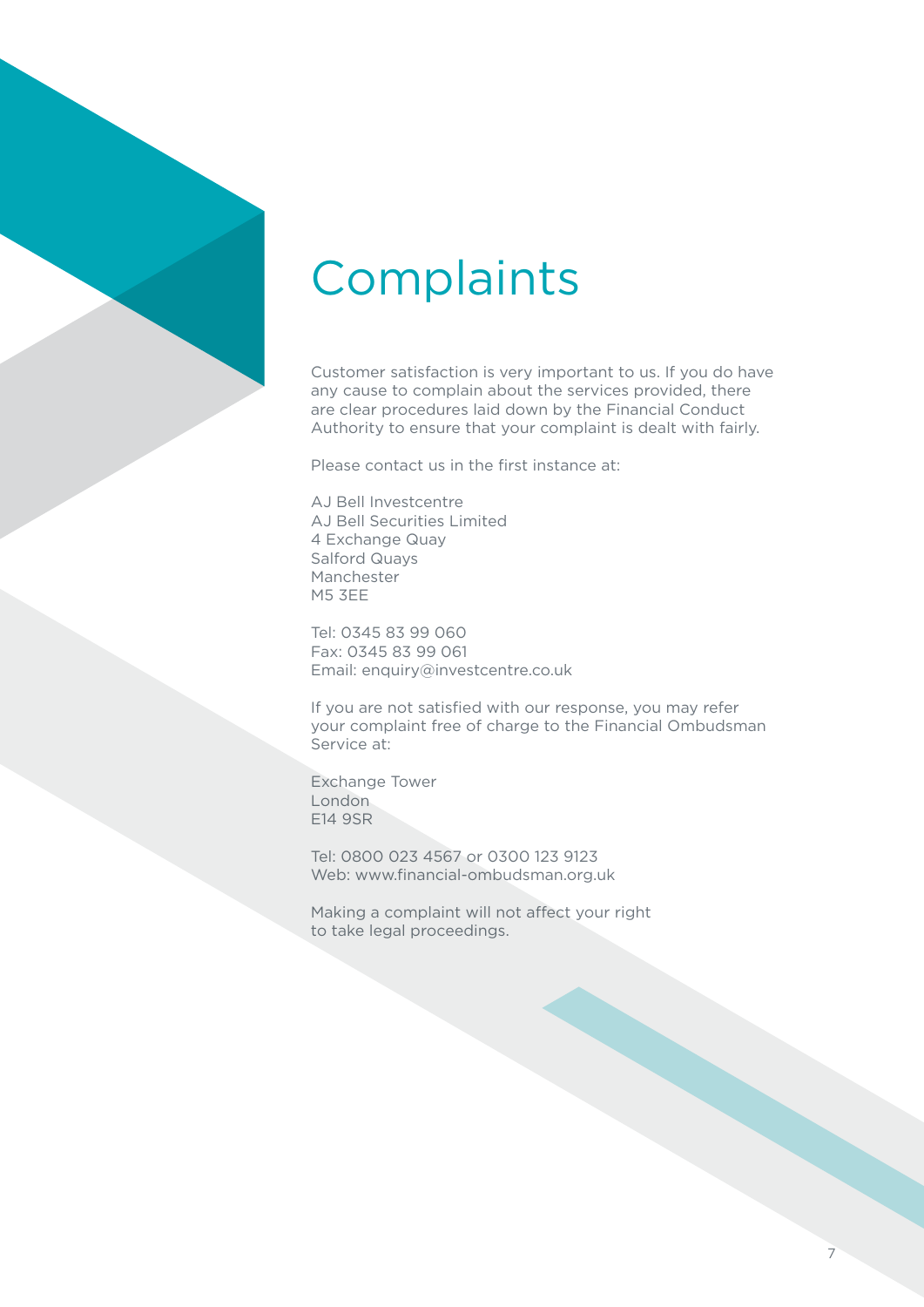# Complaints

Customer satisfaction is very important to us. If you do have any cause to complain about the services provided, there are clear procedures laid down by the Financial Conduct Authority to ensure that your complaint is dealt with fairly.

Please contact us in the first instance at:

AJ Bell Investcentre  
AJ Bell Securities Limited  
4 Exchange Quay  
Salford Quays  
Manchester  
M5 3EE

Tel: 0345 83 99 060  
Fax: 0345 83 99 061  
Email: enquiry@investcentre.co.uk

If you are not satisfied with our response, you may refer your complaint free of charge to the Financial Ombudsman Service at:

Exchange Tower  
London  
E14 9SR

Tel: 0800 023 4567 or 0300 123 9123  
Web: www.financial-ombudsman.org.uk

Making a complaint will not affect your right to take legal proceedings.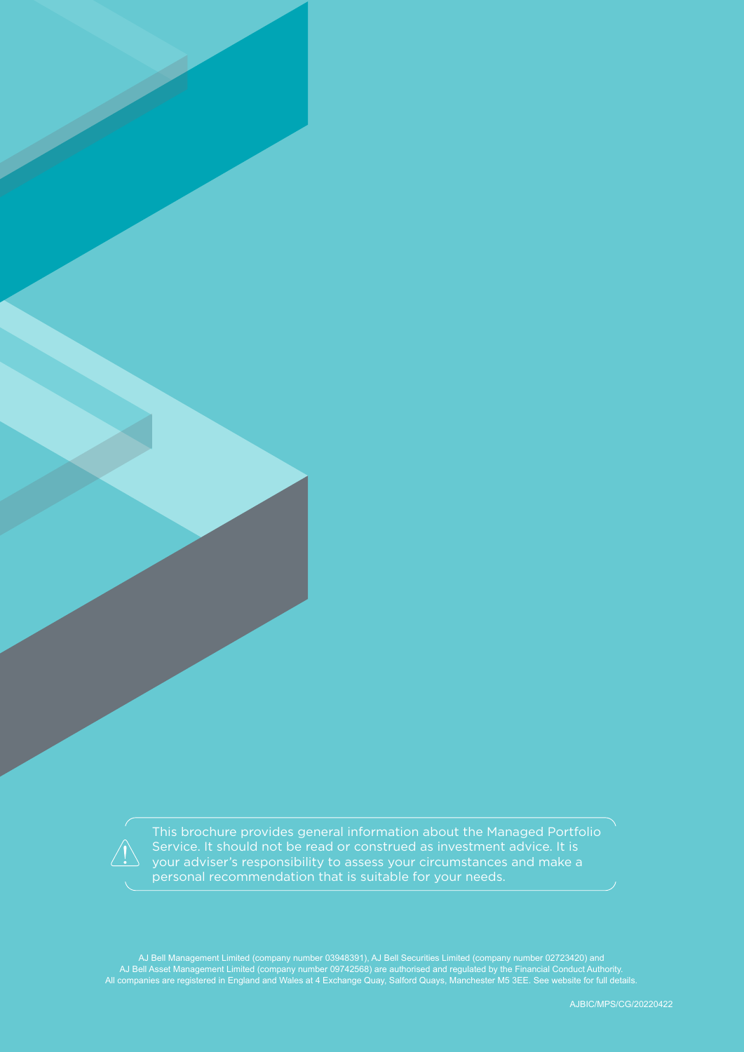This brochure provides general information about the Managed Portfolio Service. It should not be read or construed as investment advice. It is your adviser's responsibility to assess your circumstances and make a personal recommendation that is suitable for your needs.

AJ Bell Management Limited (company number 03948391), AJ Bell Securities Limited (company number 02723420) and AJ Bell Asset Management Limited (company number 09742568) are authorised and regulated by the Financial Conduct Authority. All companies are registered in England and Wales at 4 Exchange Quay, Salford Quays, Manchester M5 3EE. See website for full details.

AJBIC/MPS/CG/20220422